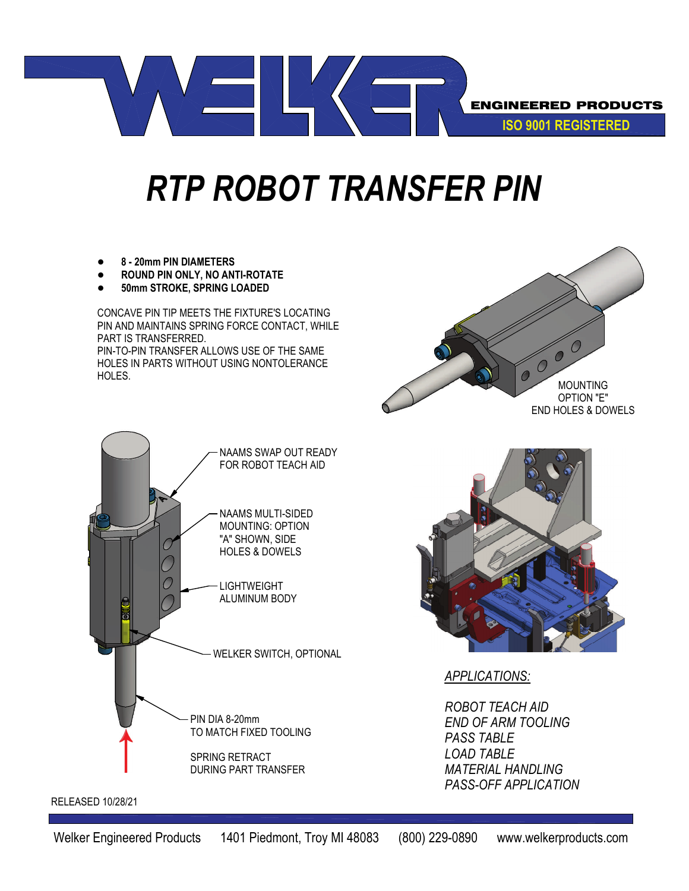WELKER ENGINEERED PRODUCTS

ISO 9001 REGISTERED

# *RTP ROBOT TRANSFER PIN*

- **8 - 20mm PIN DIAMETERS**
- **ROUND PIN ONLY, NO ANTI-ROTATE**
- **50mm STROKE, SPRING LOADED**

CONCAVE PIN TIP MEETS THE FIXTURE'S LOCATING PIN AND MAINTAINS SPRING FORCE CONTACT, WHILE PART IS TRANSFERRED.
PIN-TO-PIN TRANSFER ALLOWS USE OF THE SAME HOLES IN PARTS WITHOUT USING NONTOLERANCE HOLES.

MOUNTING OPTION "E" END HOLES & DOWELS

NAAMS SWAP OUT READY FOR ROBOT TEACH AID

NAAMS MULTI-SIDED MOUNTING: OPTION "A" SHOWN, SIDE HOLES & DOWELS

LIGHTWEIGHT ALUMINUM BODY

WELKER SWITCH, OPTIONAL

PIN DIA 8-20mm TO MATCH FIXED TOOLING

SPRING RETRACT DURING PART TRANSFER

*APPLICATIONS:*

*ROBOT TEACH AID*
*END OF ARM TOOLING*
*PASS TABLE*
*LOAD TABLE*
*MATERIAL HANDLING*
*PASS-OFF APPLICATION*

RELEASED 10/28/21

Welker Engineered Products 1401 Piedmont, Troy MI 48083 (800) 229-0890 www.welkerproducts.com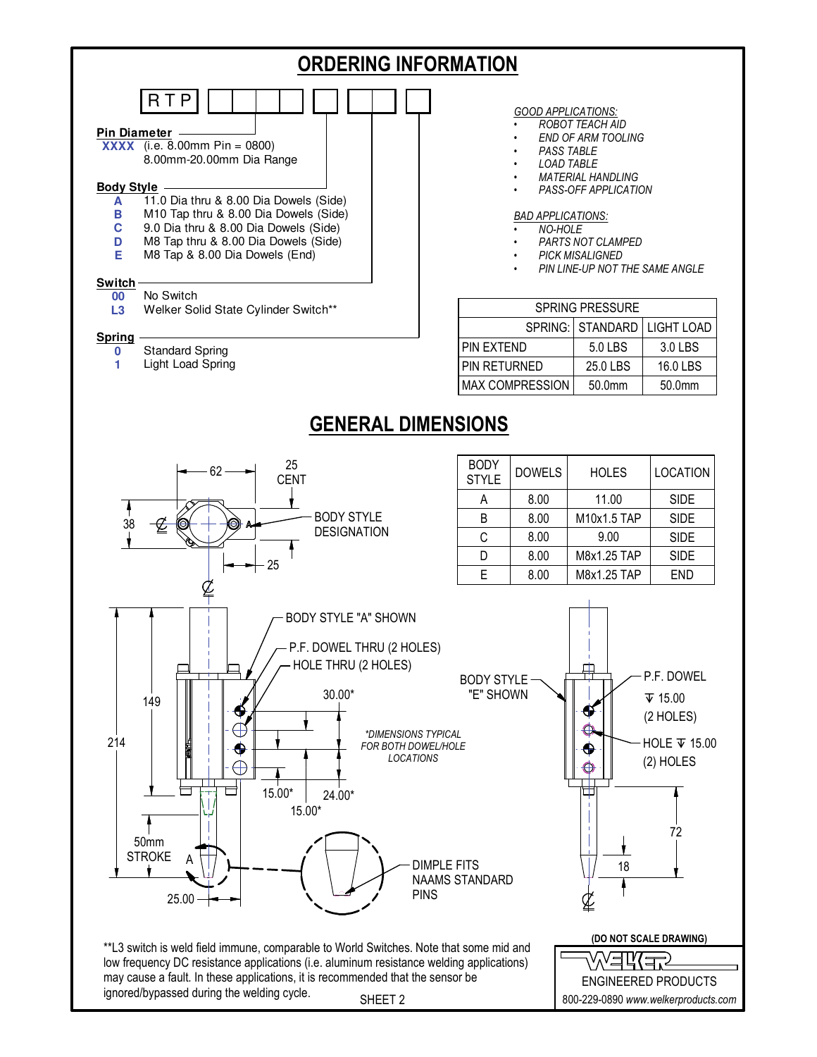# ORDERING INFORMATION

RTP [ ][ ][ ][ ] [ ] [ ][ ] [ ]

**Pin Diameter**
**XXXX** (i.e. 8.00mm Pin = 0800)
8.00mm-20.00mm Dia Range

**Body Style**
- **A** 11.0 Dia thru & 8.00 Dia Dowels (Side)
- **B** M10 Tap thru & 8.00 Dia Dowels (Side)
- **C** 9.0 Dia thru & 8.00 Dia Dowels (Side)
- **D** M8 Tap thru & 8.00 Dia Dowels (Side)
- **E** M8 Tap & 8.00 Dia Dowels (End)

**Switch**
- **00** No Switch
- **L3** Welker Solid State Cylinder Switch**

**Spring**
- **0** Standard Spring
- **1** Light Load Spring

*GOOD APPLICATIONS:*
- *ROBOT TEACH AID*
- *END OF ARM TOOLING*
- *PASS TABLE*
- *LOAD TABLE*
- *MATERIAL HANDLING*
- *PASS-OFF APPLICATION*

*BAD APPLICATIONS:*
- *NO-HOLE*
- *PARTS NOT CLAMPED*
- *PICK MISALIGNED*
- *PIN LINE-UP NOT THE SAME ANGLE*

| SPRING PRESSURE | | |
|---|---|---|
| SPRING: | STANDARD | LIGHT LOAD |
| PIN EXTEND | 5.0 LBS | 3.0 LBS |
| PIN RETURNED | 25.0 LBS | 16.0 LBS |
| MAX COMPRESSION | 50.0mm | 50.0mm |

# GENERAL DIMENSIONS

| BODY STYLE | DOWELS | HOLES | LOCATION |
|---|---|---|---|
| A | 8.00 | 11.00 | SIDE |
| B | 8.00 | M10x1.5 TAP | SIDE |
| C | 8.00 | 9.00 | SIDE |
| D | 8.00 | M8x1.25 TAP | SIDE |
| E | 8.00 | M8x1.25 TAP | END |

62, 25 CENT, 38, 25, BODY STYLE DESIGNATION

BODY STYLE "A" SHOWN
P.F. DOWEL THRU (2 HOLES)
HOLE THRU (2 HOLES)
214, 149, 30.00*, 15.00*, 24.00*, 15.00*
50mm STROKE, 25.00, A

*\*DIMENSIONS TYPICAL FOR BOTH DOWEL/HOLE LOCATIONS*

DIMPLE FITS NAAMS STANDARD PINS

BODY STYLE "E" SHOWN
P.F. DOWEL ↧ 15.00 (2 HOLES)
HOLE ↧ 15.00 (2) HOLES
72, 18

**L3 switch is weld field immune, comparable to World Switches. Note that some mid and low frequency DC resistance applications (i.e. aluminum resistance welding applications) may cause a fault. In these applications, it is recommended that the sensor be ignored/bypassed during the welding cycle.

SHEET 2

**(DO NOT SCALE DRAWING)**

WELKER ENGINEERED PRODUCTS
800-229-0890 *www.welkerproducts.com*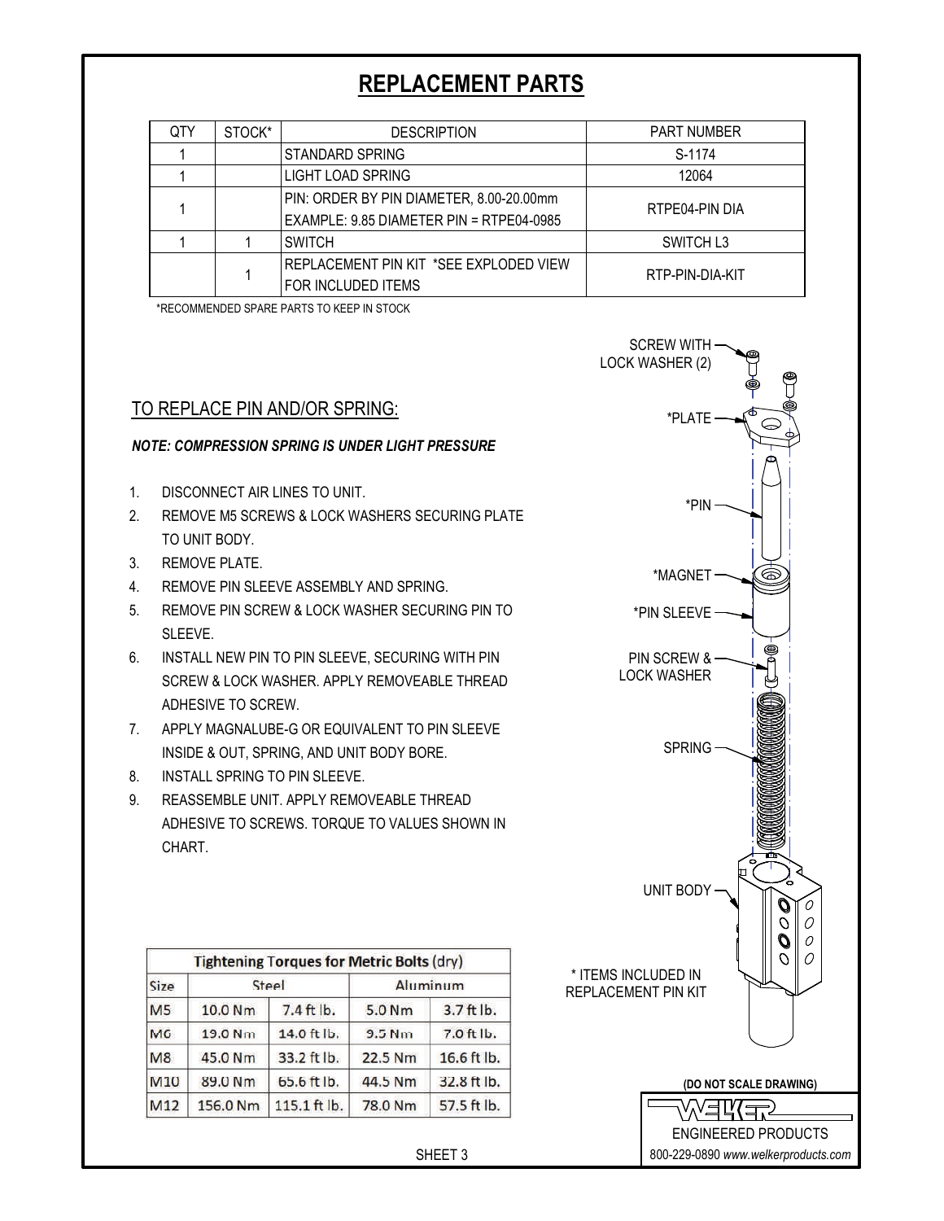# REPLACEMENT PARTS

| QTY | STOCK* | DESCRIPTION | PART NUMBER |
|---|---|---|---|
| 1 | | STANDARD SPRING | S-1174 |
| 1 | | LIGHT LOAD SPRING | 12064 |
| 1 | | PIN: ORDER BY PIN DIAMETER, 8.00-20.00mm<br>EXAMPLE: 9.85 DIAMETER PIN = RTPE04-0985 | RTPE04-PIN DIA |
| 1 | 1 | SWITCH | SWITCH L3 |
| | 1 | REPLACEMENT PIN KIT *SEE EXPLODED VIEW FOR INCLUDED ITEMS | RTP-PIN-DIA-KIT |

*RECOMMENDED SPARE PARTS TO KEEP IN STOCK

## TO REPLACE PIN AND/OR SPRING:

***NOTE: COMPRESSION SPRING IS UNDER LIGHT PRESSURE***

1. DISCONNECT AIR LINES TO UNIT.
2. REMOVE M5 SCREWS & LOCK WASHERS SECURING PLATE TO UNIT BODY.
3. REMOVE PLATE.
4. REMOVE PIN SLEEVE ASSEMBLY AND SPRING.
5. REMOVE PIN SCREW & LOCK WASHER SECURING PIN TO SLEEVE.
6. INSTALL NEW PIN TO PIN SLEEVE, SECURING WITH PIN SCREW & LOCK WASHER. APPLY REMOVEABLE THREAD ADHESIVE TO SCREW.
7. APPLY MAGNALUBE-G OR EQUIVALENT TO PIN SLEEVE INSIDE & OUT, SPRING, AND UNIT BODY BORE.
8. INSTALL SPRING TO PIN SLEEVE.
9. REASSEMBLE UNIT. APPLY REMOVEABLE THREAD ADHESIVE TO SCREWS. TORQUE TO VALUES SHOWN IN CHART.

SCREW WITH LOCK WASHER (2)

*PLATE

*PIN

*MAGNET

*PIN SLEEVE

PIN SCREW & LOCK WASHER

SPRING

UNIT BODY

\* ITEMS INCLUDED IN REPLACEMENT PIN KIT

| Tightening Torques for Metric Bolts (dry) | | | | |
|---|---|---|---|---|
| Size | Steel | | Aluminum | |
| M5 | 10.0 Nm | 7.4 ft lb. | 5.0 Nm | 3.7 ft lb. |
| M6 | 19.0 Nm | 14.0 ft lb. | 9.5 Nm | 7.0 ft lb. |
| M8 | 45.0 Nm | 33.2 ft lb. | 22.5 Nm | 16.6 ft lb. |
| M10 | 89.0 Nm | 65.6 ft lb. | 44.5 Nm | 32.8 ft lb. |
| M12 | 156.0 Nm | 115.1 ft lb. | 78.0 Nm | 57.5 ft lb. |

(DO NOT SCALE DRAWING)

WELKER ENGINEERED PRODUCTS

800-229-0890 *www.welkerproducts.com*

SHEET 3